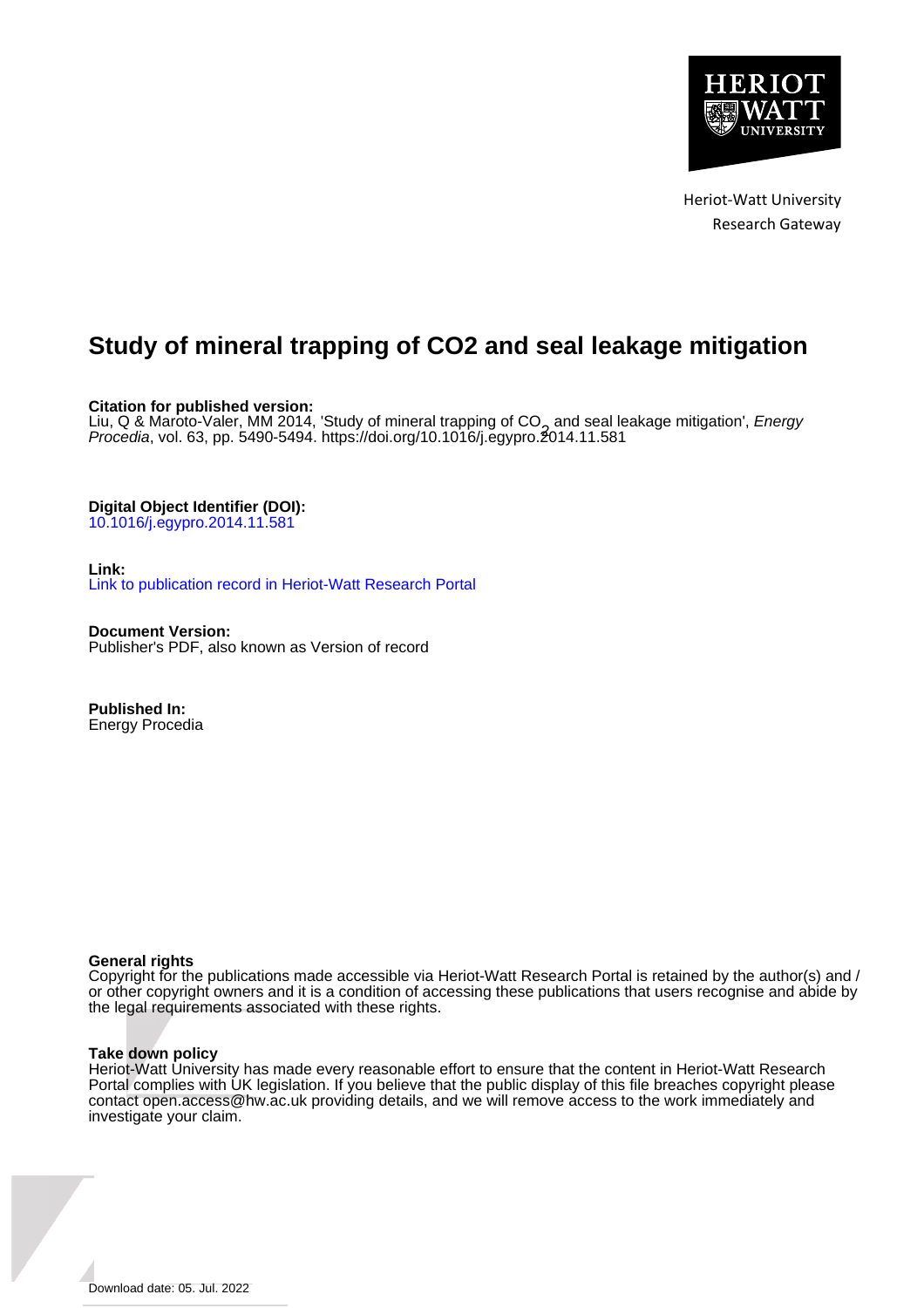Heriot-Watt University
Research Gateway

# Study of mineral trapping of CO2 and seal leakage mitigation

**Citation for published version:**
Liu, Q & Maroto-Valer, MM 2014, 'Study of mineral trapping of $CO_2$ and seal leakage mitigation', *Energy Procedia*, vol. 63, pp. 5490-5494. https://doi.org/10.1016/j.egypro.2014.11.581

**Digital Object Identifier (DOI):**
10.1016/j.egypro.2014.11.581

**Link:**
Link to publication record in Heriot-Watt Research Portal

**Document Version:**
Publisher's PDF, also known as Version of record

**Published In:**
Energy Procedia

**General rights**
Copyright for the publications made accessible via Heriot-Watt Research Portal is retained by the author(s) and / or other copyright owners and it is a condition of accessing these publications that users recognise and abide by the legal requirements associated with these rights.

**Take down policy**
Heriot-Watt University has made every reasonable effort to ensure that the content in Heriot-Watt Research Portal complies with UK legislation. If you believe that the public display of this file breaches copyright please contact open.access@hw.ac.uk providing details, and we will remove access to the work immediately and investigate your claim.

Download date: 05. Jul. 2022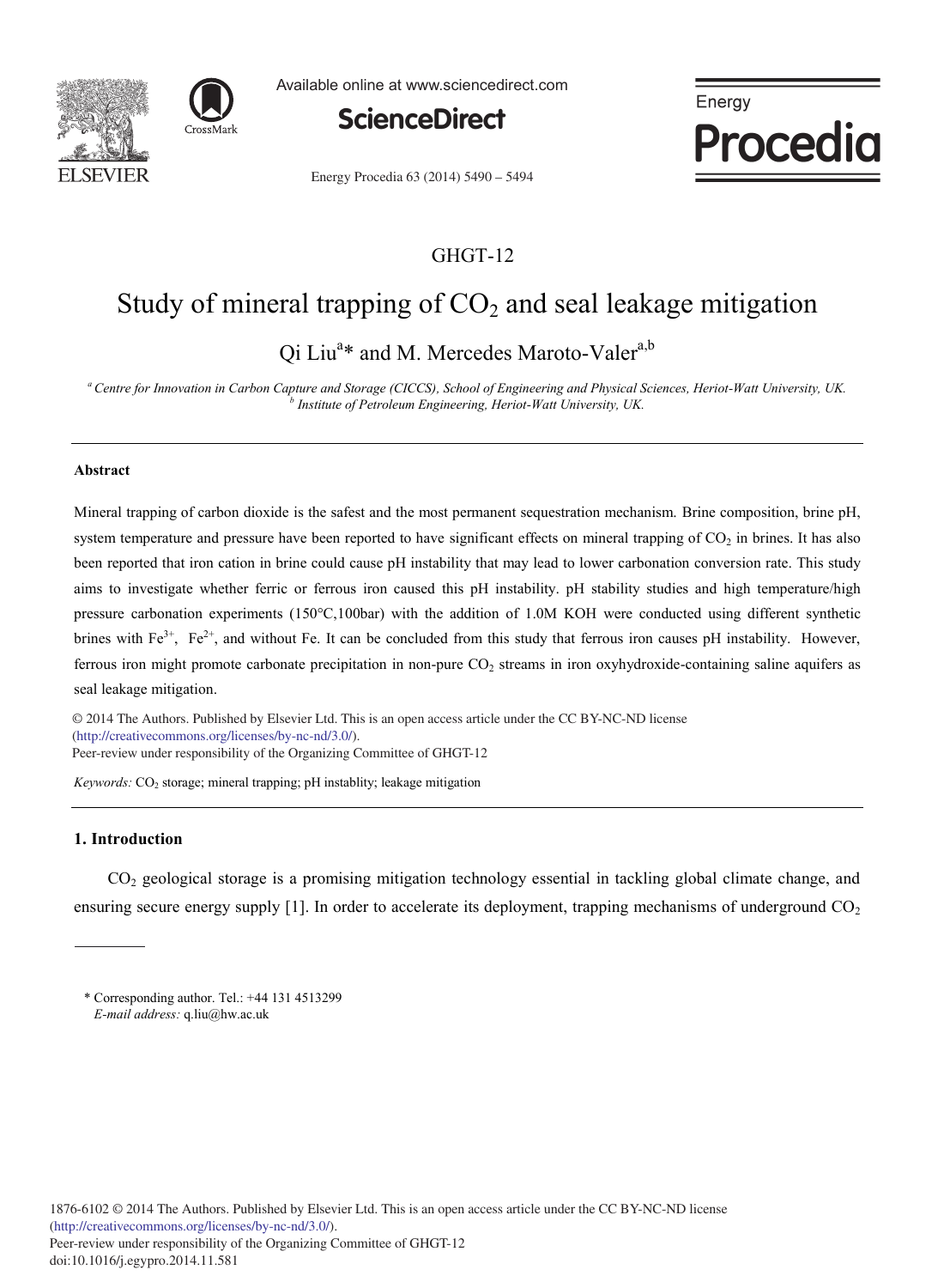# Study of mineral trapping of $CO_2$ and seal leakage mitigation

Qi Liu[a]* and M. Mercedes Maroto-Valer[a,b]

[a] *Centre for Innovation in Carbon Capture and Storage (CICCS), School of Engineering and Physical Sciences, Heriot-Watt University, UK.*
[b] *Institute of Petroleum Engineering, Heriot-Watt University, UK.*

---

## Abstract

Mineral trapping of carbon dioxide is the safest and the most permanent sequestration mechanism. Brine composition, brine pH, system temperature and pressure have been reported to have significant effects on mineral trapping of $CO_2$ in brines. It has also been reported that iron cation in brine could cause pH instability that may lead to lower carbonation conversion rate. This study aims to investigate whether ferric or ferrous iron caused this pH instability. pH stability studies and high temperature/high pressure carbonation experiments (150°C,100bar) with the addition of 1.0M KOH were conducted using different synthetic brines with $Fe^{3+}$, $Fe^{2+}$, and without Fe. It can be concluded from this study that ferrous iron causes pH instability. However, ferrous iron might promote carbonate precipitation in non-pure $CO_2$ streams in iron oxyhydroxide-containing saline aquifers as seal leakage mitigation.

© 2014 The Authors. Published by Elsevier Ltd. This is an open access article under the CC BY-NC-ND license (http://creativecommons.org/licenses/by-nc-nd/3.0/).
Peer-review under responsibility of the Organizing Committee of GHGT-12

*Keywords:* $CO_2$ storage; mineral trapping; pH instablity; leakage mitigation

---

## 1. Introduction

$CO_2$ geological storage is a promising mitigation technology essential in tackling global climate change, and ensuring secure energy supply [1]. In order to accelerate its deployment, trapping mechanisms of underground $CO_2$

* Corresponding author. Tel.: +44 131 4513299
*E-mail address:* q.liu@hw.ac.uk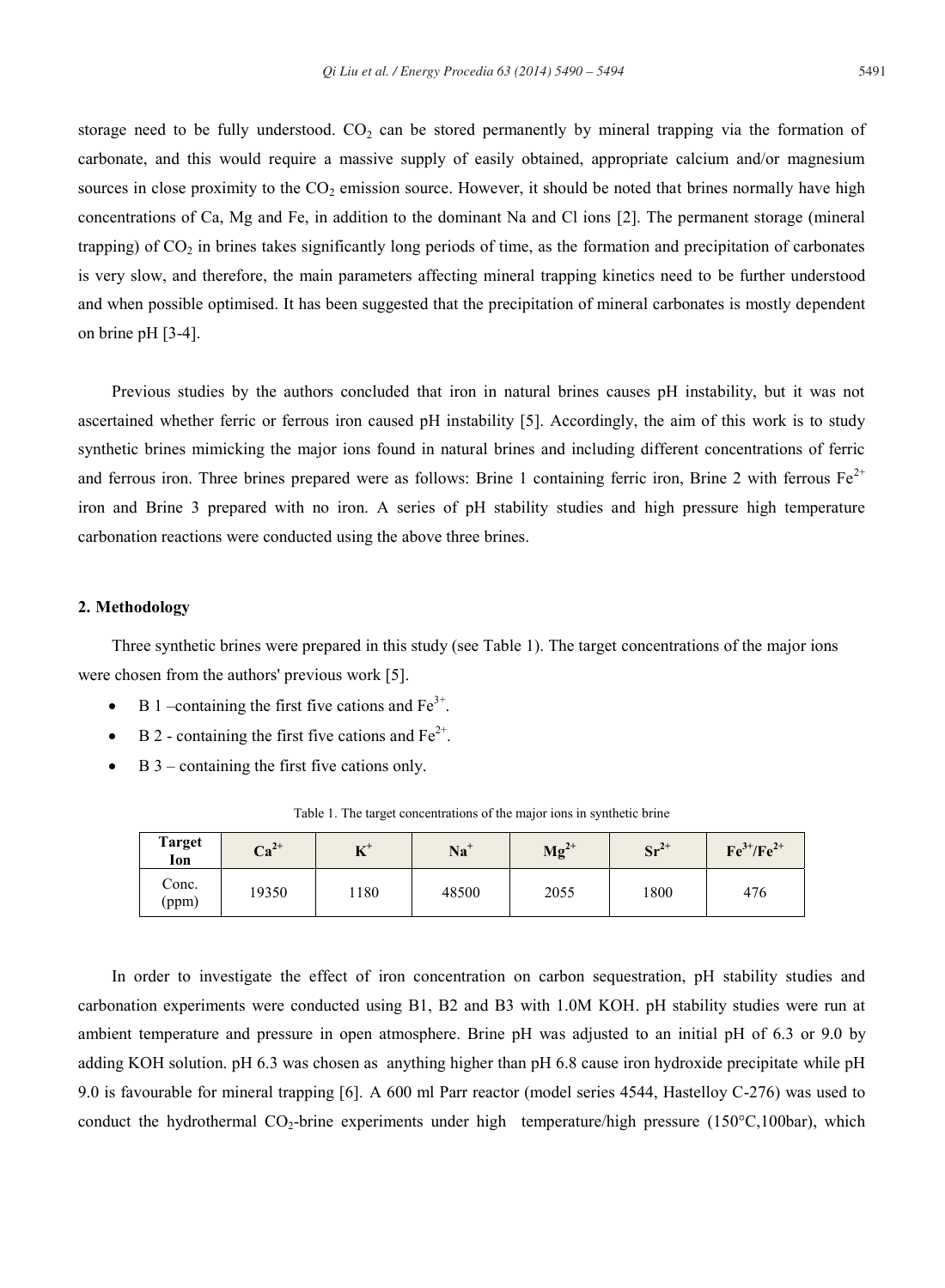storage need to be fully understood. $CO_2$ can be stored permanently by mineral trapping via the formation of carbonate, and this would require a massive supply of easily obtained, appropriate calcium and/or magnesium sources in close proximity to the $CO_2$ emission source. However, it should be noted that brines normally have high concentrations of Ca, Mg and Fe, in addition to the dominant Na and Cl ions [2]. The permanent storage (mineral trapping) of $CO_2$ in brines takes significantly long periods of time, as the formation and precipitation of carbonates is very slow, and therefore, the main parameters affecting mineral trapping kinetics need to be further understood and when possible optimised. It has been suggested that the precipitation of mineral carbonates is mostly dependent on brine pH [3-4].

Previous studies by the authors concluded that iron in natural brines causes pH instability, but it was not ascertained whether ferric or ferrous iron caused pH instability [5]. Accordingly, the aim of this work is to study synthetic brines mimicking the major ions found in natural brines and including different concentrations of ferric and ferrous iron. Three brines prepared were as follows: Brine 1 containing ferric iron, Brine 2 with ferrous $Fe^{2+}$ iron and Brine 3 prepared with no iron. A series of pH stability studies and high pressure high temperature carbonation reactions were conducted using the above three brines.

## 2. Methodology

Three synthetic brines were prepared in this study (see Table 1). The target concentrations of the major ions were chosen from the authors' previous work [5].

- B 1 –containing the first five cations and $Fe^{3+}$.
- B 2 - containing the first five cations and $Fe^{2+}$.
- B 3 – containing the first five cations only.

Table 1. The target concentrations of the major ions in synthetic brine

| Target Ion | $Ca^{2+}$ | $K^{+}$ | $Na^{+}$ | $Mg^{2+}$ | $Sr^{2+}$ | $Fe^{3+}/Fe^{2+}$ |
|---|---|---|---|---|---|---|
| Conc. (ppm) | 19350 | 1180 | 48500 | 2055 | 1800 | 476 |

In order to investigate the effect of iron concentration on carbon sequestration, pH stability studies and carbonation experiments were conducted using B1, B2 and B3 with 1.0M KOH. pH stability studies were run at ambient temperature and pressure in open atmosphere. Brine pH was adjusted to an initial pH of 6.3 or 9.0 by adding KOH solution. pH 6.3 was chosen as anything higher than pH 6.8 cause iron hydroxide precipitate while pH 9.0 is favourable for mineral trapping [6]. A 600 ml Parr reactor (model series 4544, Hastelloy C-276) was used to conduct the hydrothermal $CO_2$-brine experiments under high temperature/high pressure (150°C,100bar), which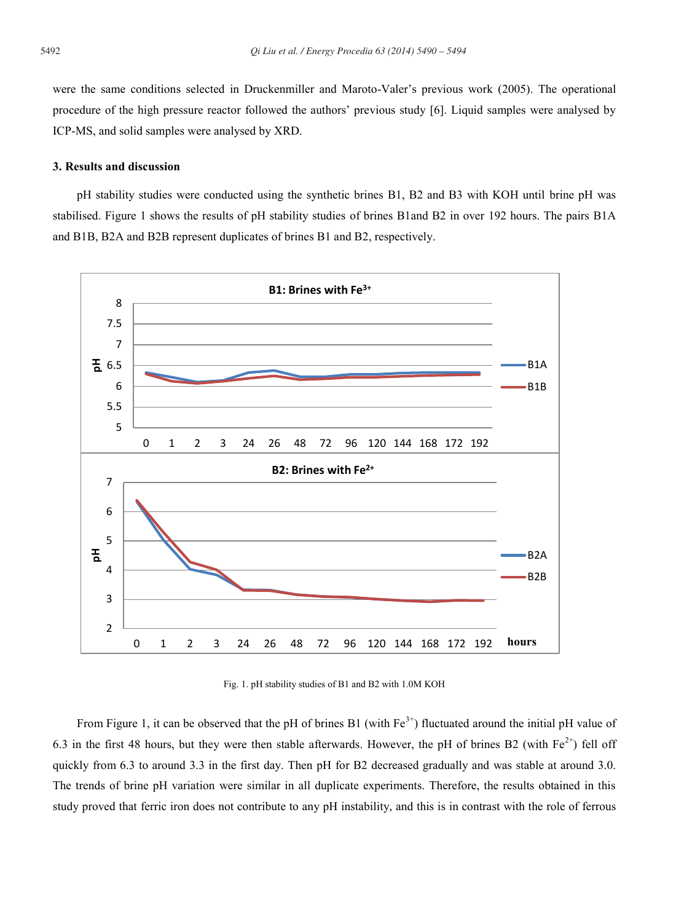were the same conditions selected in Druckenmiller and Maroto-Valer's previous work (2005). The operational procedure of the high pressure reactor followed the authors' previous study [6]. Liquid samples were analysed by ICP-MS, and solid samples were analysed by XRD.

### 3. Results and discussion

pH stability studies were conducted using the synthetic brines B1, B2 and B3 with KOH until brine pH was stabilised. Figure 1 shows the results of pH stability studies of brines B1and B2 in over 192 hours. The pairs B1A and B1B, B2A and B2B represent duplicates of brines B1 and B2, respectively.

Fig. 1. pH stability studies of B1 and B2 with 1.0M KOH

From Figure 1, it can be observed that the pH of brines B1 (with $Fe^{3+}$) fluctuated around the initial pH value of 6.3 in the first 48 hours, but they were then stable afterwards. However, the pH of brines B2 (with $Fe^{2+}$) fell off quickly from 6.3 to around 3.3 in the first day. Then pH for B2 decreased gradually and was stable at around 3.0. The trends of brine pH variation were similar in all duplicate experiments. Therefore, the results obtained in this study proved that ferric iron does not contribute to any pH instability, and this is in contrast with the role of ferrous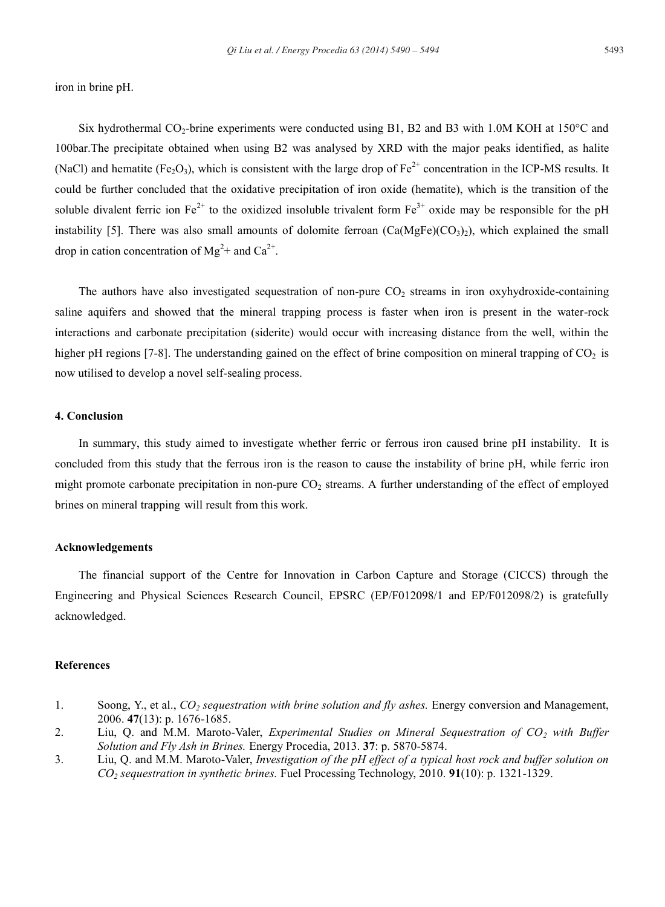iron in brine pH.

Six hydrothermal $CO_2$-brine experiments were conducted using B1, B2 and B3 with 1.0M KOH at 150°C and 100bar.The precipitate obtained when using B2 was analysed by XRD with the major peaks identified, as halite (NaCl) and hematite ($Fe_2O_3$), which is consistent with the large drop of $Fe^{2+}$ concentration in the ICP-MS results. It could be further concluded that the oxidative precipitation of iron oxide (hematite), which is the transition of the soluble divalent ferric ion $Fe^{2+}$ to the oxidized insoluble trivalent form $Fe^{3+}$ oxide may be responsible for the pH instability [5]. There was also small amounts of dolomite ferroan ($Ca(MgFe)(CO_3)_2$), which explained the small drop in cation concentration of $Mg^2$+ and $Ca^{2+}$.

The authors have also investigated sequestration of non-pure $CO_2$ streams in iron oxyhydroxide-containing saline aquifers and showed that the mineral trapping process is faster when iron is present in the water-rock interactions and carbonate precipitation (siderite) would occur with increasing distance from the well, within the higher pH regions [7-8]. The understanding gained on the effect of brine composition on mineral trapping of $CO_2$ is now utilised to develop a novel self-sealing process.

### 4. Conclusion

In summary, this study aimed to investigate whether ferric or ferrous iron caused brine pH instability. It is concluded from this study that the ferrous iron is the reason to cause the instability of brine pH, while ferric iron might promote carbonate precipitation in non-pure $CO_2$ streams. A further understanding of the effect of employed brines on mineral trapping will result from this work.

### Acknowledgements

The financial support of the Centre for Innovation in Carbon Capture and Storage (CICCS) through the Engineering and Physical Sciences Research Council, EPSRC (EP/F012098/1 and EP/F012098/2) is gratefully acknowledged.

### References

1. Soong, Y., et al., *$CO_2$ sequestration with brine solution and fly ashes.* Energy conversion and Management, 2006. **47**(13): p. 1676-1685.
2. Liu, Q. and M.M. Maroto-Valer, *Experimental Studies on Mineral Sequestration of $CO_2$ with Buffer Solution and Fly Ash in Brines.* Energy Procedia, 2013. **37**: p. 5870-5874.
3. Liu, Q. and M.M. Maroto-Valer, *Investigation of the pH effect of a typical host rock and buffer solution on $CO_2$ sequestration in synthetic brines.* Fuel Processing Technology, 2010. **91**(10): p. 1321-1329.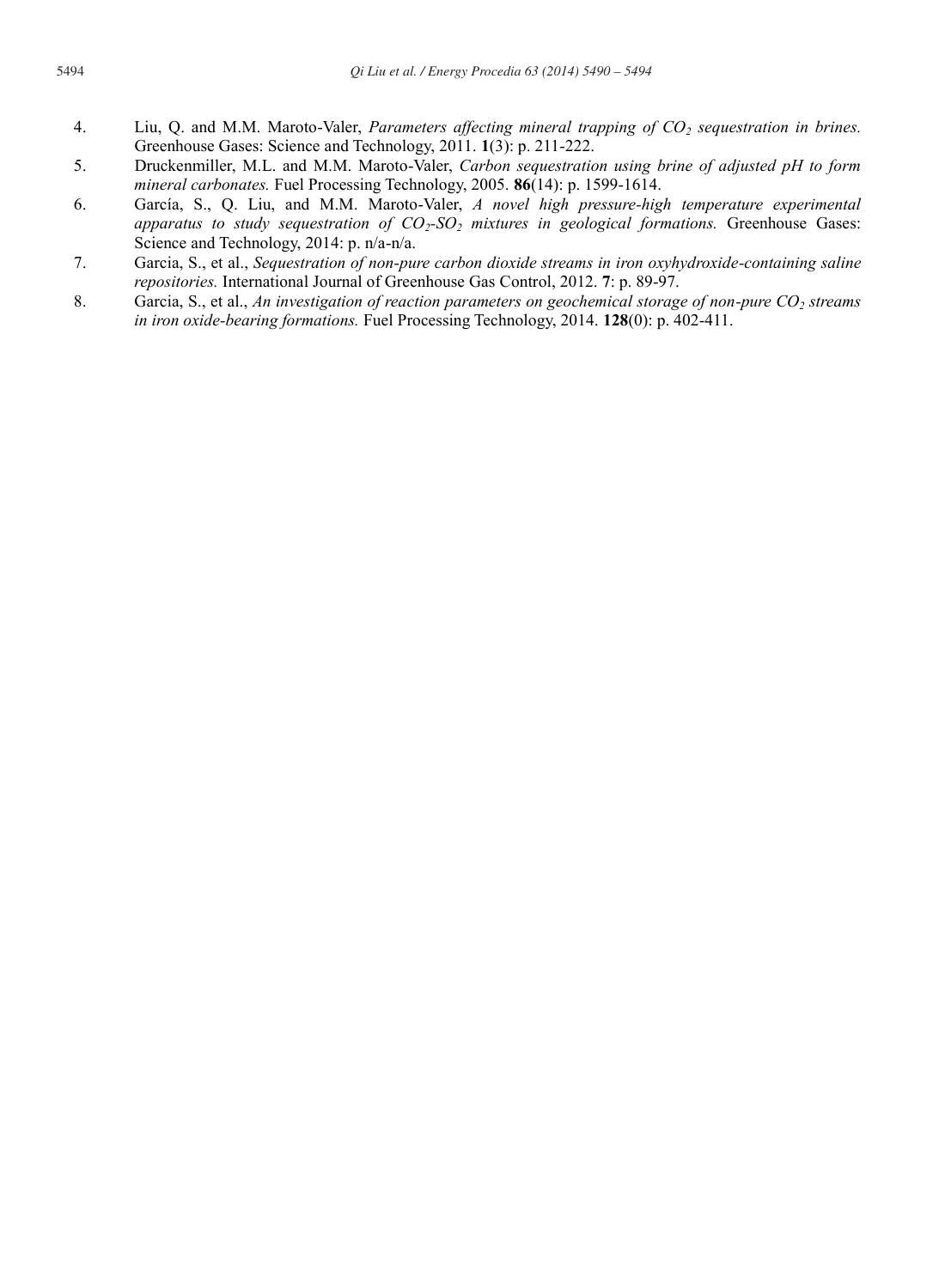4. Liu, Q. and M.M. Maroto-Valer, *Parameters affecting mineral trapping of $CO_2$ sequestration in brines.* Greenhouse Gases: Science and Technology, 2011. **1**(3): p. 211-222.
5. Druckenmiller, M.L. and M.M. Maroto-Valer, *Carbon sequestration using brine of adjusted pH to form mineral carbonates.* Fuel Processing Technology, 2005. **86**(14): p. 1599-1614.
6. García, S., Q. Liu, and M.M. Maroto-Valer, *A novel high pressure-high temperature experimental apparatus to study sequestration of $CO_2$-$SO_2$ mixtures in geological formations.* Greenhouse Gases: Science and Technology, 2014: p. n/a-n/a.
7. Garcia, S., et al., *Sequestration of non-pure carbon dioxide streams in iron oxyhydroxide-containing saline repositories.* International Journal of Greenhouse Gas Control, 2012. **7**: p. 89-97.
8. Garcia, S., et al., *An investigation of reaction parameters on geochemical storage of non-pure $CO_2$ streams in iron oxide-bearing formations.* Fuel Processing Technology, 2014. **128**(0): p. 402-411.